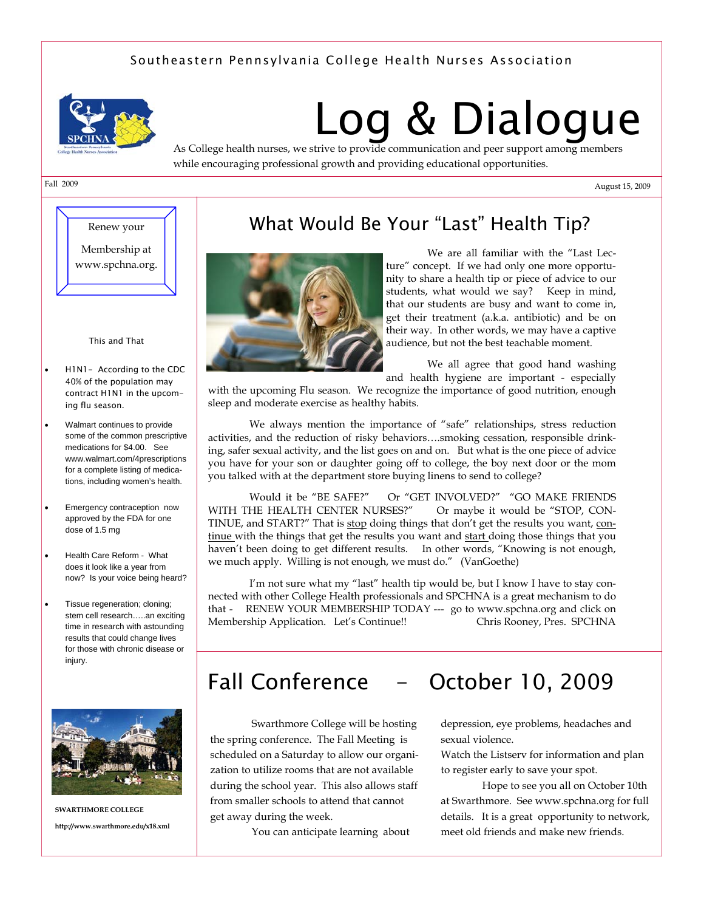Southeastern Pennsylvania College Health Nurses Association

# Log & Dialogue

As College health nurses, we strive to provide communication and peer support among members while encouraging professional growth and providing educational opportunities.

Fall 2009

August 15, 2009

Renew your Membership at www.spchna.org.

This and That

- H1N1- According to the CDC 40% of the population may contract H1N1 in the upcoming flu season.
- Walmart continues to provide some of the common prescriptive medications for $4.00. See www.walmart.com/4prescriptions for a complete listing of medications, including women's health.
- Emergency contraception now approved by the FDA for one dose of 1.5 mg
- Health Care Reform - What does it look like a year from now? Is your voice being heard?
- Tissue regeneration; cloning; stem cell research…..an exciting time in research with astounding results that could change lives for those with chronic disease or injury.

**SWARTHMORE COLLEGE**

**http://www.swarthmore.edu/x18.xml**

## What Would Be Your "Last" Health Tip?

We are all familiar with the "Last Lecture" concept. If we had only one more opportunity to share a health tip or piece of advice to our students, what would we say? Keep in mind, that our students are busy and want to come in, get their treatment (a.k.a. antibiotic) and be on their way. In other words, we may have a captive audience, but not the best teachable moment.

We all agree that good hand washing and health hygiene are important - especially with the upcoming Flu season. We recognize the importance of good nutrition, enough sleep and moderate exercise as healthy habits.

We always mention the importance of "safe" relationships, stress reduction activities, and the reduction of risky behaviors….smoking cessation, responsible drinking, safer sexual activity, and the list goes on and on. But what is the one piece of advice you have for your son or daughter going off to college, the boy next door or the mom you talked with at the department store buying linens to send to college?

Would it be "BE SAFE?" Or "GET INVOLVED?" "GO MAKE FRIENDS WITH THE HEALTH CENTER NURSES?" Or maybe it would be "STOP, CONTINUE, and START?" That is stop doing things that don't get the results you want, continue with the things that get the results you want and start doing those things that you haven't been doing to get different results. In other words, "Knowing is not enough, we much apply. Willing is not enough, we must do." (VanGoethe)

I'm not sure what my "last" health tip would be, but I know I have to stay connected with other College Health professionals and SPCHNA is a great mechanism to do that - RENEW YOUR MEMBERSHIP TODAY --- go to www.spchna.org and click on Membership Application. Let's Continue!! Chris Rooney, Pres. SPCHNA

## Fall Conference - October 10, 2009

Swarthmore College will be hosting the spring conference. The Fall Meeting is scheduled on a Saturday to allow our organization to utilize rooms that are not available during the school year. This also allows staff from smaller schools to attend that cannot get away during the week.

You can anticipate learning about depression, eye problems, headaches and sexual violence.

Watch the Listserv for information and plan to register early to save your spot.

Hope to see you all on October 10th at Swarthmore. See www.spchna.org for full details. It is a great opportunity to network, meet old friends and make new friends.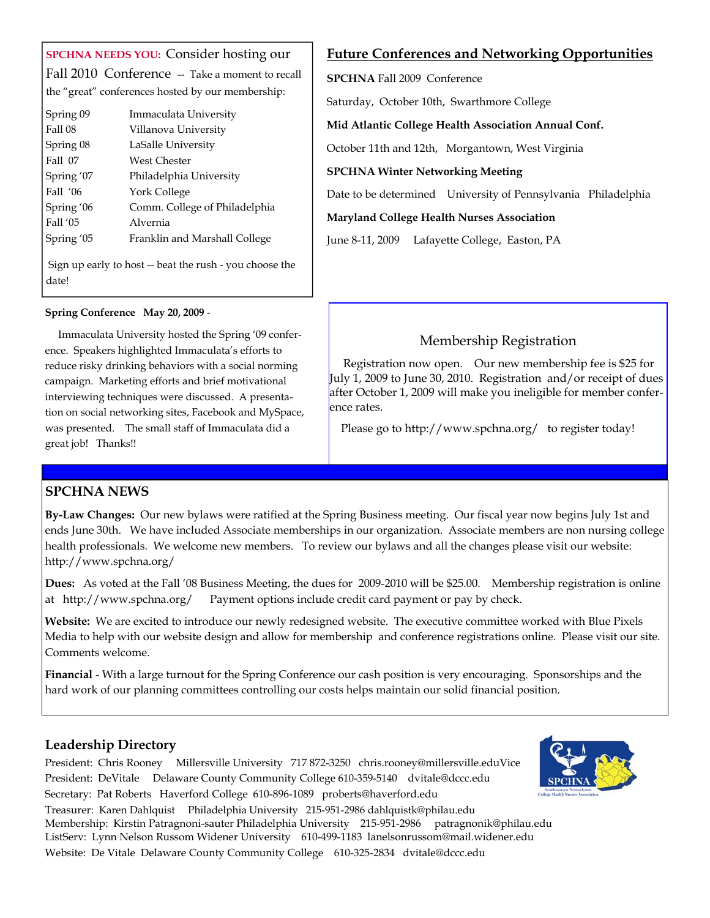**SPCHNA NEEDS YOU:** Consider hosting our Fall 2010 Conference -- Take a moment to recall the "great" conferences hosted by our membership:

| | |
|---|---|
| Spring 09 | Immaculata University |
| Fall 08 | Villanova University |
| Spring 08 | LaSalle University |
| Fall 07 | West Chester |
| Spring '07 | Philadelphia University |
| Fall '06 | York College |
| Spring '06 | Comm. College of Philadelphia |
| Fall '05 | Alvernia |
| Spring '05 | Franklin and Marshall College |

Sign up early to host -- beat the rush - you choose the date!

**Spring Conference May 20, 2009** -

Immaculata University hosted the Spring '09 conference. Speakers highlighted Immaculata's efforts to reduce risky drinking behaviors with a social norming campaign. Marketing efforts and brief motivational interviewing techniques were discussed. A presentation on social networking sites, Facebook and MySpace, was presented. The small staff of Immaculata did a great job! Thanks!!

## Future Conferences and Networking Opportunities

**SPCHNA** Fall 2009 Conference

Saturday, October 10th, Swarthmore College

**Mid Atlantic College Health Association Annual Conf.**

October 11th and 12th, Morgantown, West Virginia

**SPCHNA Winter Networking Meeting**

Date to be determined University of Pennsylvania Philadelphia

**Maryland College Health Nurses Association**

June 8-11, 2009 Lafayette College, Easton, PA

### Membership Registration

Registration now open. Our new membership fee is $25 for July 1, 2009 to June 30, 2010. Registration and/or receipt of dues after October 1, 2009 will make you ineligible for member conference rates.

Please go to http://www.spchna.org/ to register today!

## SPCHNA NEWS

**By-Law Changes:** Our new bylaws were ratified at the Spring Business meeting. Our fiscal year now begins July 1st and ends June 30th. We have included Associate memberships in our organization. Associate members are non nursing college health professionals. We welcome new members. To review our bylaws and all the changes please visit our website: http://www.spchna.org/

**Dues:** As voted at the Fall '08 Business Meeting, the dues for 2009-2010 will be $25.00. Membership registration is online at http://www.spchna.org/ Payment options include credit card payment or pay by check.

**Website:** We are excited to introduce our newly redesigned website. The executive committee worked with Blue Pixels Media to help with our website design and allow for membership and conference registrations online. Please visit our site. Comments welcome.

**Financial** - With a large turnout for the Spring Conference our cash position is very encouraging. Sponsorships and the hard work of our planning committees controlling our costs helps maintain our solid financial position.

## Leadership Directory

President: Chris Rooney Millersville University 717 872-3250 chris.rooney@millersville.edu

Vice President: DeVitale Delaware County Community College 610-359-5140 dvitale@dccc.edu

Secretary: Pat Roberts Haverford College 610-896-1089 proberts@haverford.edu

Treasurer: Karen Dahlquist Philadelphia University 215-951-2986 dahlquistk@philau.edu

Membership: Kirstin Patragnoni-sauter Philadelphia University 215-951-2986 patragnonik@philau.edu

ListServ: Lynn Nelson Russom Widener University 610-499-1183 lanelsonrussom@mail.widener.edu

Website: De Vitale Delaware County Community College 610-325-2834 dvitale@dccc.edu